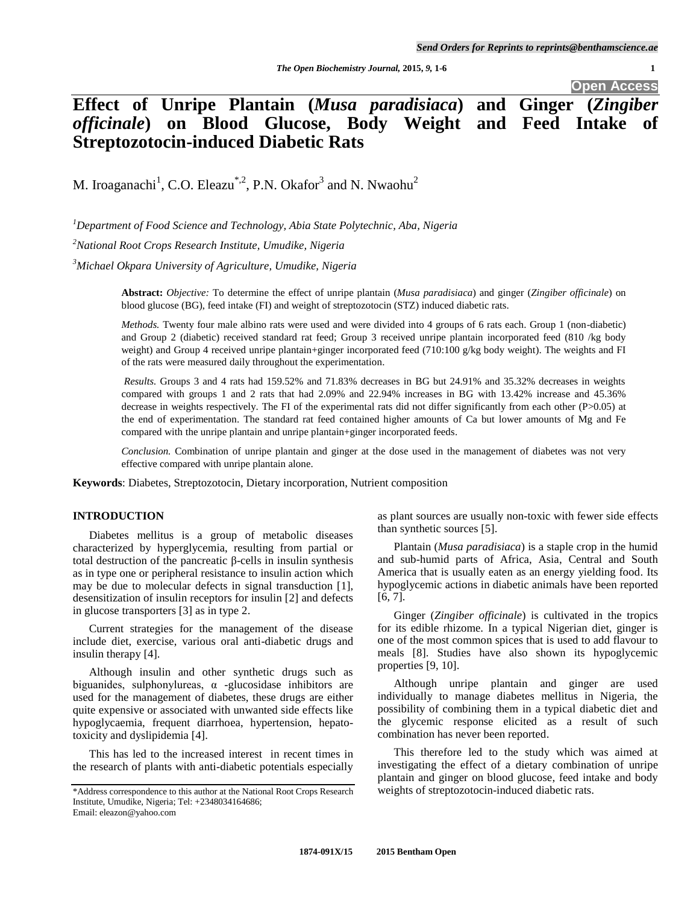# Effect of Unripe Plantain (*Musa paradisiaca*) and Ginger (*Zingiber officinale*) on Blood Glucose, Body Weight and Feed Intake of Streptozotocin-induced Diabetic Rats

M. Iroaganachi[1], C.O. Eleazu[*,2], P.N. Okafor[3] and N. Nwaohu[2]

[1]*Department of Food Science and Technology, Abia State Polytechnic, Aba, Nigeria*

[2]*National Root Crops Research Institute, Umudike, Nigeria*

[3]*Michael Okpara University of Agriculture, Umudike, Nigeria*

**Abstract:** *Objective:* To determine the effect of unripe plantain (*Musa paradisiaca*) and ginger (*Zingiber officinale*) on blood glucose (BG), feed intake (FI) and weight of streptozotocin (STZ) induced diabetic rats.

*Methods.* Twenty four male albino rats were used and were divided into 4 groups of 6 rats each. Group 1 (non-diabetic) and Group 2 (diabetic) received standard rat feed; Group 3 received unripe plantain incorporated feed (810 /kg body weight) and Group 4 received unripe plantain+ginger incorporated feed (710:100 g/kg body weight). The weights and FI of the rats were measured daily throughout the experimentation.

*Results.* Groups 3 and 4 rats had 159.52% and 71.83% decreases in BG but 24.91% and 35.32% decreases in weights compared with groups 1 and 2 rats that had 2.09% and 22.94% increases in BG with 13.42% increase and 45.36% decrease in weights respectively. The FI of the experimental rats did not differ significantly from each other (P>0.05) at the end of experimentation. The standard rat feed contained higher amounts of Ca but lower amounts of Mg and Fe compared with the unripe plantain and unripe plantain+ginger incorporated feeds.

*Conclusion.* Combination of unripe plantain and ginger at the dose used in the management of diabetes was not very effective compared with unripe plantain alone.

**Keywords**: Diabetes, Streptozotocin, Dietary incorporation, Nutrient composition

## INTRODUCTION

Diabetes mellitus is a group of metabolic diseases characterized by hyperglycemia, resulting from partial or total destruction of the pancreatic β-cells in insulin synthesis as in type one or peripheral resistance to insulin action which may be due to molecular defects in signal transduction [1], desensitization of insulin receptors for insulin [2] and defects in glucose transporters [3] as in type 2.

Current strategies for the management of the disease include diet, exercise, various oral anti-diabetic drugs and insulin therapy [4].

Although insulin and other synthetic drugs such as biguanides, sulphonylureas, α -glucosidase inhibitors are used for the management of diabetes, these drugs are either quite expensive or associated with unwanted side effects like hypoglycaemia, frequent diarrhoea, hypertension, hepato-toxicity and dyslipidemia [4].

This has led to the increased interest in recent times in the research of plants with anti-diabetic potentials especially as plant sources are usually non-toxic with fewer side effects than synthetic sources [5].

Plantain (*Musa paradisiaca*) is a staple crop in the humid and sub-humid parts of Africa, Asia, Central and South America that is usually eaten as an energy yielding food. Its hypoglycemic actions in diabetic animals have been reported [6, 7].

Ginger (*Zingiber officinale*) is cultivated in the tropics for its edible rhizome. In a typical Nigerian diet, ginger is one of the most common spices that is used to add flavour to meals [8]. Studies have also shown its hypoglycemic properties [9, 10].

Although unripe plantain and ginger are used individually to manage diabetes mellitus in Nigeria, the possibility of combining them in a typical diabetic diet and the glycemic response elicited as a result of such combination has never been reported.

This therefore led to the study which was aimed at investigating the effect of a dietary combination of unripe plantain and ginger on blood glucose, feed intake and body weights of streptozotocin-induced diabetic rats.

*Address correspondence to this author at the National Root Crops Research Institute, Umudike, Nigeria; Tel: +2348034164686; Email: eleazon@yahoo.com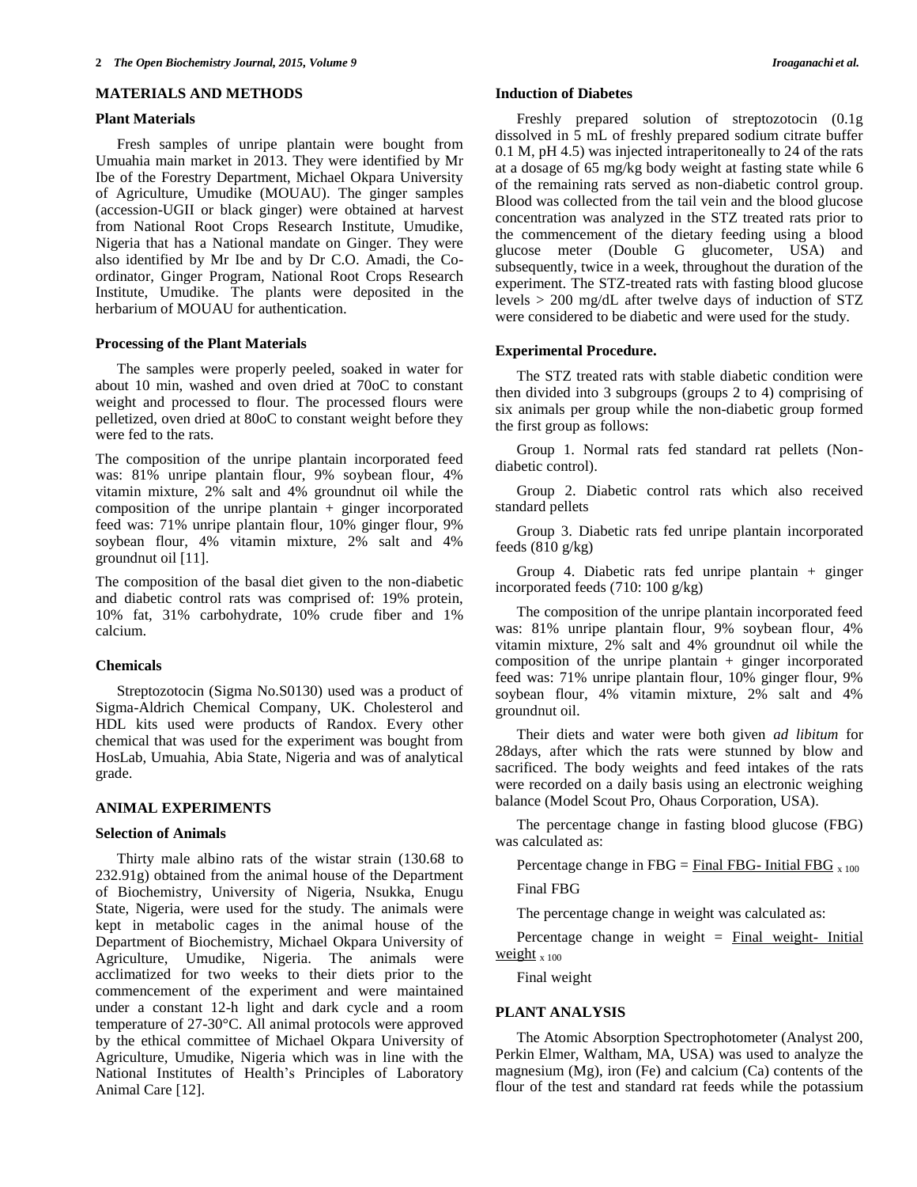## MATERIALS AND METHODS

### Plant Materials

Fresh samples of unripe plantain were bought from Umuahia main market in 2013. They were identified by Mr Ibe of the Forestry Department, Michael Okpara University of Agriculture, Umudike (MOUAU). The ginger samples (accession-UGII or black ginger) were obtained at harvest from National Root Crops Research Institute, Umudike, Nigeria that has a National mandate on Ginger. They were also identified by Mr Ibe and by Dr C.O. Amadi, the Co-ordinator, Ginger Program, National Root Crops Research Institute, Umudike. The plants were deposited in the herbarium of MOUAU for authentication.

### Processing of the Plant Materials

The samples were properly peeled, soaked in water for about 10 min, washed and oven dried at 70oC to constant weight and processed to flour. The processed flours were pelletized, oven dried at 80oC to constant weight before they were fed to the rats.

The composition of the unripe plantain incorporated feed was: 81% unripe plantain flour, 9% soybean flour, 4% vitamin mixture, 2% salt and 4% groundnut oil while the composition of the unripe plantain + ginger incorporated feed was: 71% unripe plantain flour, 10% ginger flour, 9% soybean flour, 4% vitamin mixture, 2% salt and 4% groundnut oil [11].

The composition of the basal diet given to the non-diabetic and diabetic control rats was comprised of: 19% protein, 10% fat, 31% carbohydrate, 10% crude fiber and 1% calcium.

### Chemicals

Streptozotocin (Sigma No.S0130) used was a product of Sigma-Aldrich Chemical Company, UK. Cholesterol and HDL kits used were products of Randox. Every other chemical that was used for the experiment was bought from HosLab, Umuahia, Abia State, Nigeria and was of analytical grade.

## ANIMAL EXPERIMENTS

### Selection of Animals

Thirty male albino rats of the wistar strain (130.68 to 232.91g) obtained from the animal house of the Department of Biochemistry, University of Nigeria, Nsukka, Enugu State, Nigeria, were used for the study. The animals were kept in metabolic cages in the animal house of the Department of Biochemistry, Michael Okpara University of Agriculture, Umudike, Nigeria. The animals were acclimatized for two weeks to their diets prior to the commencement of the experiment and were maintained under a constant 12-h light and dark cycle and a room temperature of 27-30°C. All animal protocols were approved by the ethical committee of Michael Okpara University of Agriculture, Umudike, Nigeria which was in line with the National Institutes of Health's Principles of Laboratory Animal Care [12].

### Induction of Diabetes

Freshly prepared solution of streptozotocin (0.1g dissolved in 5 mL of freshly prepared sodium citrate buffer 0.1 M, pH 4.5) was injected intraperitoneally to 24 of the rats at a dosage of 65 mg/kg body weight at fasting state while 6 of the remaining rats served as non-diabetic control group. Blood was collected from the tail vein and the blood glucose concentration was analyzed in the STZ treated rats prior to the commencement of the dietary feeding using a blood glucose meter (Double G glucometer, USA) and subsequently, twice in a week, throughout the duration of the experiment. The STZ-treated rats with fasting blood glucose levels > 200 mg/dL after twelve days of induction of STZ were considered to be diabetic and were used for the study.

### Experimental Procedure.

The STZ treated rats with stable diabetic condition were then divided into 3 subgroups (groups 2 to 4) comprising of six animals per group while the non-diabetic group formed the first group as follows:

Group 1. Normal rats fed standard rat pellets (Non-diabetic control).

Group 2. Diabetic control rats which also received standard pellets

Group 3. Diabetic rats fed unripe plantain incorporated feeds (810 g/kg)

Group 4. Diabetic rats fed unripe plantain + ginger incorporated feeds (710: 100 g/kg)

The composition of the unripe plantain incorporated feed was: 81% unripe plantain flour, 9% soybean flour, 4% vitamin mixture, 2% salt and 4% groundnut oil while the composition of the unripe plantain + ginger incorporated feed was: 71% unripe plantain flour, 10% ginger flour, 9% soybean flour, 4% vitamin mixture, 2% salt and 4% groundnut oil.

Their diets and water were both given *ad libitum* for 28days, after which the rats were stunned by blow and sacrificed. The body weights and feed intakes of the rats were recorded on a daily basis using an electronic weighing balance (Model Scout Pro, Ohaus Corporation, USA).

The percentage change in fasting blood glucose (FBG) was calculated as:

$$\text{Percentage change in FBG} = \frac{\text{Final FBG} - \text{Initial FBG}}{\text{Final FBG}} \times 100$$

The percentage change in weight was calculated as:

$$\text{Percentage change in weight} = \frac{\text{Final weight} - \text{Initial weight}}{\text{Final weight}} \times 100$$

## PLANT ANALYSIS

The Atomic Absorption Spectrophotometer (Analyst 200, Perkin Elmer, Waltham, MA, USA) was used to analyze the magnesium (Mg), iron (Fe) and calcium (Ca) contents of the flour of the test and standard rat feeds while the potassium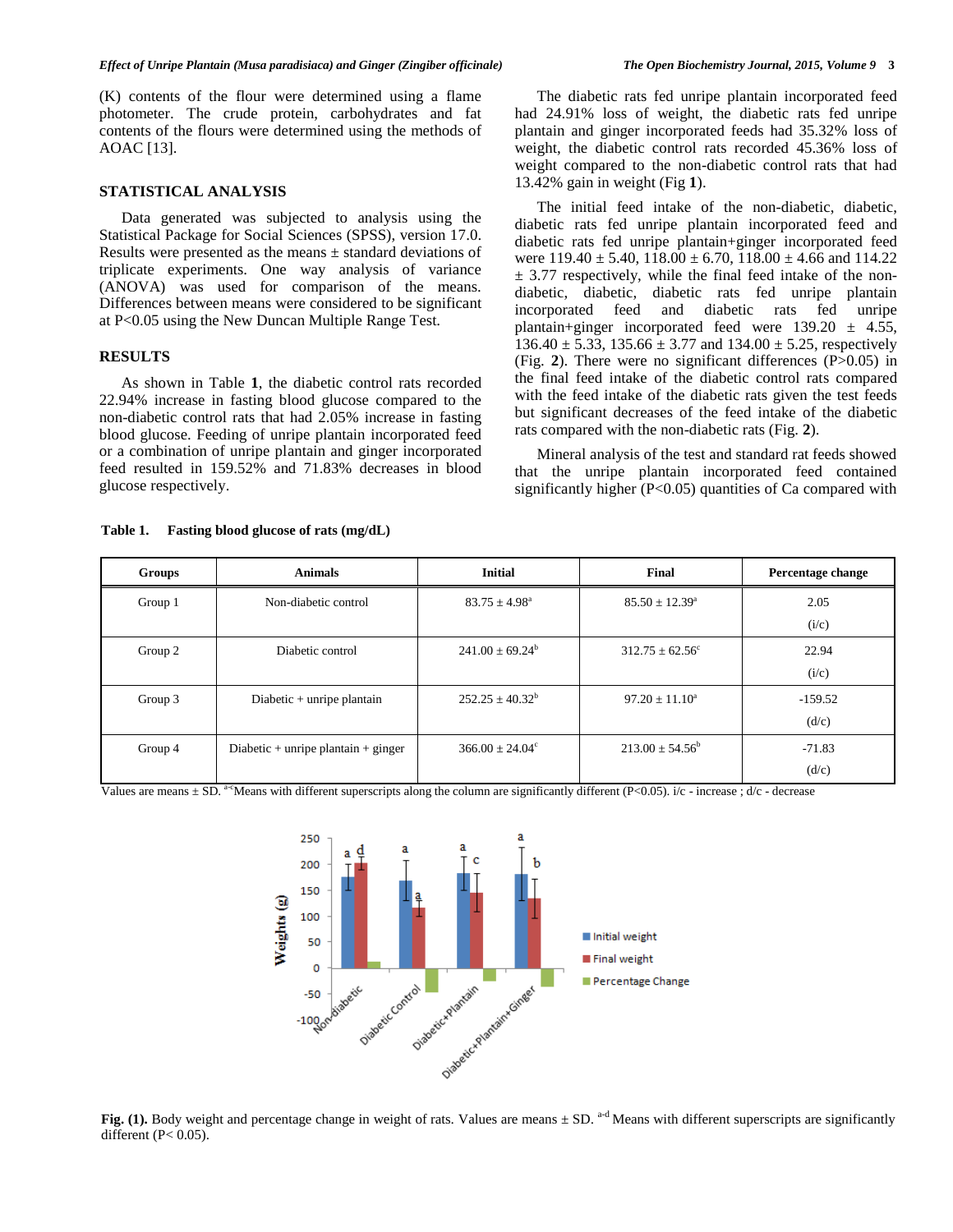(K) contents of the flour were determined using a flame photometer. The crude protein, carbohydrates and fat contents of the flours were determined using the methods of AOAC [13].

## STATISTICAL ANALYSIS

Data generated was subjected to analysis using the Statistical Package for Social Sciences (SPSS), version 17.0. Results were presented as the means ± standard deviations of triplicate experiments. One way analysis of variance (ANOVA) was used for comparison of the means. Differences between means were considered to be significant at P<0.05 using the New Duncan Multiple Range Test.

## RESULTS

As shown in Table **1**, the diabetic control rats recorded 22.94% increase in fasting blood glucose compared to the non-diabetic control rats that had 2.05% increase in fasting blood glucose. Feeding of unripe plantain incorporated feed or a combination of unripe plantain and ginger incorporated feed resulted in 159.52% and 71.83% decreases in blood glucose respectively.

The diabetic rats fed unripe plantain incorporated feed had 24.91% loss of weight, the diabetic rats fed unripe plantain and ginger incorporated feeds had 35.32% loss of weight, the diabetic control rats recorded 45.36% loss of weight compared to the non-diabetic control rats that had 13.42% gain in weight (Fig **1**).

The initial feed intake of the non-diabetic, diabetic, diabetic rats fed unripe plantain incorporated feed and diabetic rats fed unripe plantain+ginger incorporated feed were 119.40 ± 5.40, 118.00 ± 6.70, 118.00 ± 4.66 and 114.22 ± 3.77 respectively, while the final feed intake of the non-diabetic, diabetic, diabetic rats fed unripe plantain incorporated feed and diabetic rats fed unripe plantain+ginger incorporated feed were 139.20 ± 4.55, 136.40 ± 5.33, 135.66 ± 3.77 and 134.00 ± 5.25, respectively (Fig. **2**). There were no significant differences (P>0.05) in the final feed intake of the diabetic control rats compared with the feed intake of the diabetic rats given the test feeds but significant decreases of the feed intake of the diabetic rats compared with the non-diabetic rats (Fig. **2**).

Mineral analysis of the test and standard rat feeds showed that the unripe plantain incorporated feed contained significantly higher (P<0.05) quantities of Ca compared with

**Table 1. Fasting blood glucose of rats (mg/dL)**

| Groups | Animals | Initial | Final | Percentage change |
|---|---|---|---|---|
| Group 1 | Non-diabetic control | 83.75 ± 4.98[a] | 85.50 ± 12.39[a] | 2.05 (i/c) |
| Group 2 | Diabetic control | 241.00 ± 69.24[b] | 312.75 ± 62.56[c] | 22.94 (i/c) |
| Group 3 | Diabetic + unripe plantain | 252.25 ± 40.32[b] | 97.20 ± 11.10[a] | -159.52 (d/c) |
| Group 4 | Diabetic + unripe plantain + ginger | 366.00 ± 24.04[c] | 213.00 ± 54.56[b] | -71.83 (d/c) |

Values are means ± SD. [a-c]Means with different superscripts along the column are significantly different (P<0.05). i/c - increase ; d/c - decrease

**Fig. (1).** Body weight and percentage change in weight of rats. Values are means ± SD. [a-d] Means with different superscripts are significantly different (P< 0.05).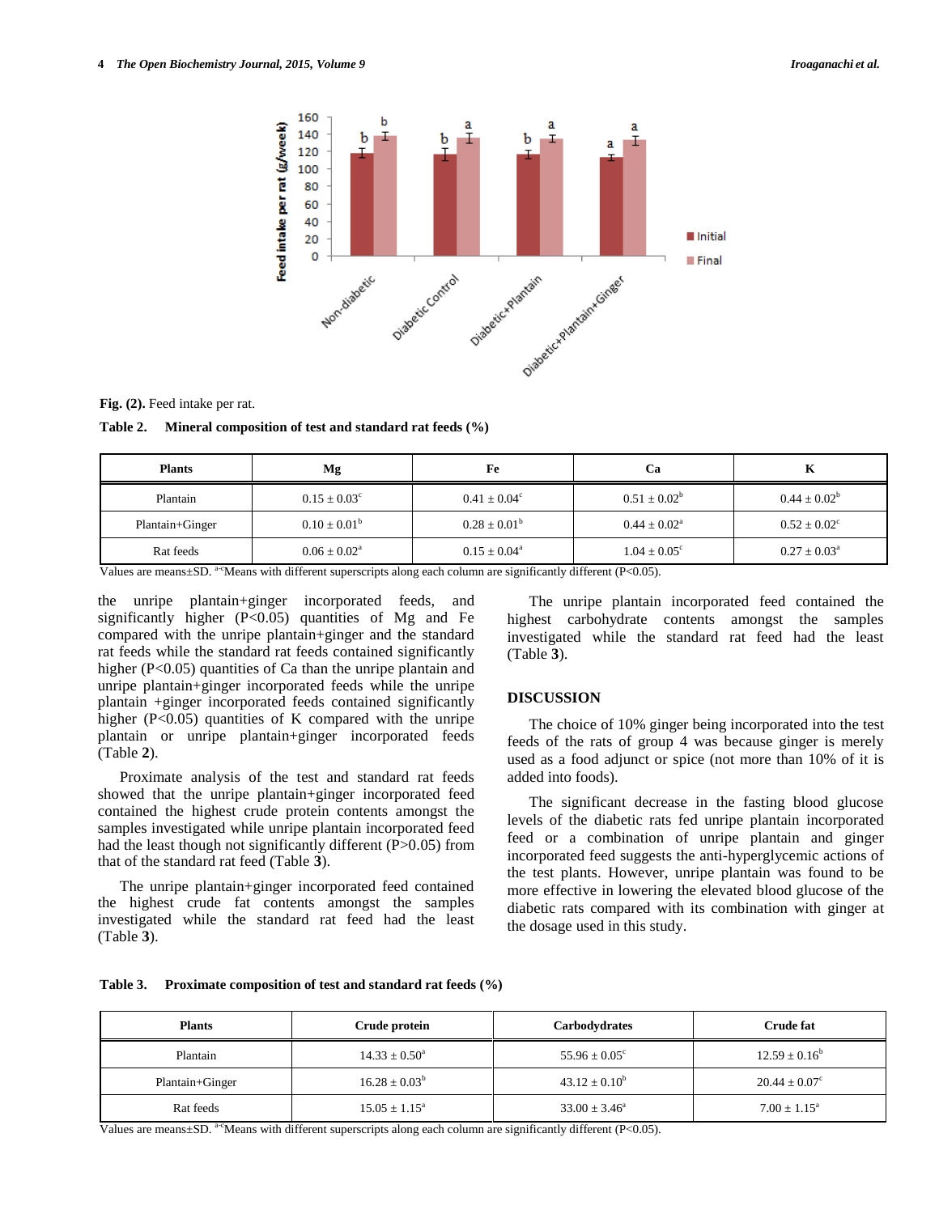Fig. (2). Feed intake per rat.

**Table 2. Mineral composition of test and standard rat feeds (%)**

| Plants | Mg | Fe | Ca | K |
|---|---|---|---|---|
| Plantain | 0.15 ± 0.03[c] | 0.41 ± 0.04[c] | 0.51 ± 0.02[b] | 0.44 ± 0.02[b] |
| Plantain+Ginger | 0.10 ± 0.01[b] | 0.28 ± 0.01[b] | 0.44 ± 0.02[a] | 0.52 ± 0.02[c] |
| Rat feeds | 0.06 ± 0.02[a] | 0.15 ± 0.04[a] | 1.04 ± 0.05[c] | 0.27 ± 0.03[a] |

Values are means±SD. [a-c]Means with different superscripts along each column are significantly different (P<0.05).

the unripe plantain+ginger incorporated feeds, and significantly higher (P<0.05) quantities of Mg and Fe compared with the unripe plantain+ginger and the standard rat feeds while the standard rat feeds contained significantly higher (P<0.05) quantities of Ca than the unripe plantain and unripe plantain+ginger incorporated feeds while the unripe plantain +ginger incorporated feeds contained significantly higher (P<0.05) quantities of K compared with the unripe plantain or unripe plantain+ginger incorporated feeds (Table **2**).

Proximate analysis of the test and standard rat feeds showed that the unripe plantain+ginger incorporated feed contained the highest crude protein contents amongst the samples investigated while unripe plantain incorporated feed had the least though not significantly different (P>0.05) from that of the standard rat feed (Table **3**).

The unripe plantain+ginger incorporated feed contained the highest crude fat contents amongst the samples investigated while the standard rat feed had the least (Table **3**).

The unripe plantain incorporated feed contained the highest carbohydrate contents amongst the samples investigated while the standard rat feed had the least (Table **3**).

## DISCUSSION

The choice of 10% ginger being incorporated into the test feeds of the rats of group 4 was because ginger is merely used as a food adjunct or spice (not more than 10% of it is added into foods).

The significant decrease in the fasting blood glucose levels of the diabetic rats fed unripe plantain incorporated feed or a combination of unripe plantain and ginger incorporated feed suggests the anti-hyperglycemic actions of the test plants. However, unripe plantain was found to be more effective in lowering the elevated blood glucose of the diabetic rats compared with its combination with ginger at the dosage used in this study.

**Table 3. Proximate composition of test and standard rat feeds (%)**

| Plants | Crude protein | Carbodydrates | Crude fat |
|---|---|---|---|
| Plantain | 14.33 ± 0.50[a] | 55.96 ± 0.05[c] | 12.59 ± 0.16[b] |
| Plantain+Ginger | 16.28 ± 0.03[b] | 43.12 ± 0.10[b] | 20.44 ± 0.07[c] |
| Rat feeds | 15.05 ± 1.15[a] | 33.00 ± 3.46[a] | 7.00 ± 1.15[a] |

Values are means±SD. [a-c]Means with different superscripts along each column are significantly different (P<0.05).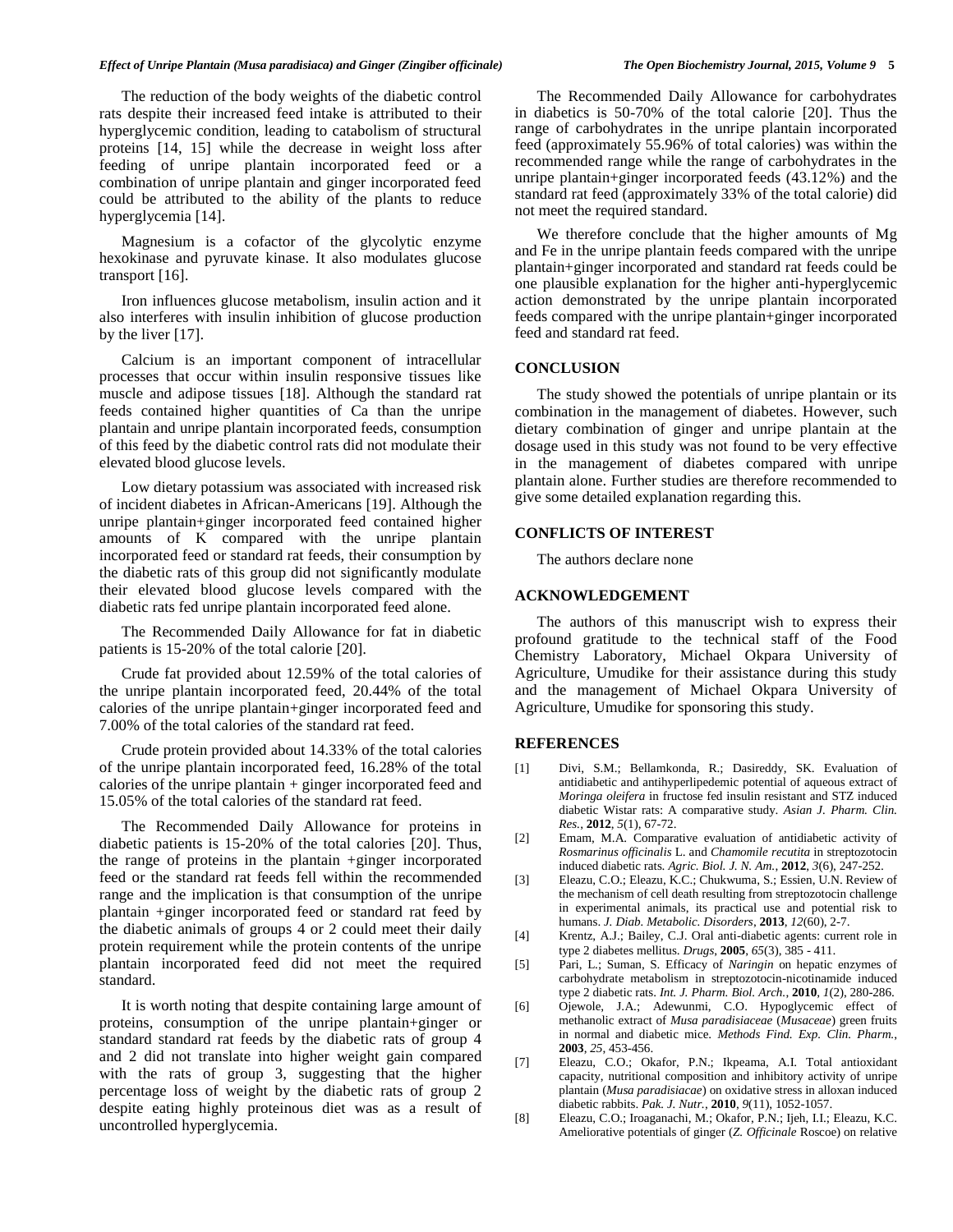The reduction of the body weights of the diabetic control rats despite their increased feed intake is attributed to their hyperglycemic condition, leading to catabolism of structural proteins [14, 15] while the decrease in weight loss after feeding of unripe plantain incorporated feed or a combination of unripe plantain and ginger incorporated feed could be attributed to the ability of the plants to reduce hyperglycemia [14].

Magnesium is a cofactor of the glycolytic enzyme hexokinase and pyruvate kinase. It also modulates glucose transport [16].

Iron influences glucose metabolism, insulin action and it also interferes with insulin inhibition of glucose production by the liver [17].

Calcium is an important component of intracellular processes that occur within insulin responsive tissues like muscle and adipose tissues [18]. Although the standard rat feeds contained higher quantities of Ca than the unripe plantain and unripe plantain incorporated feeds, consumption of this feed by the diabetic control rats did not modulate their elevated blood glucose levels.

Low dietary potassium was associated with increased risk of incident diabetes in African-Americans [19]. Although the unripe plantain+ginger incorporated feed contained higher amounts of K compared with the unripe plantain incorporated feed or standard rat feeds, their consumption by the diabetic rats of this group did not significantly modulate their elevated blood glucose levels compared with the diabetic rats fed unripe plantain incorporated feed alone.

The Recommended Daily Allowance for fat in diabetic patients is 15-20% of the total calorie [20].

Crude fat provided about 12.59% of the total calories of the unripe plantain incorporated feed, 20.44% of the total calories of the unripe plantain+ginger incorporated feed and 7.00% of the total calories of the standard rat feed.

Crude protein provided about 14.33% of the total calories of the unripe plantain incorporated feed, 16.28% of the total calories of the unripe plantain + ginger incorporated feed and 15.05% of the total calories of the standard rat feed.

The Recommended Daily Allowance for proteins in diabetic patients is 15-20% of the total calories [20]. Thus, the range of proteins in the plantain +ginger incorporated feed or the standard rat feeds fell within the recommended range and the implication is that consumption of the unripe plantain +ginger incorporated feed or standard rat feed by the diabetic animals of groups 4 or 2 could meet their daily protein requirement while the protein contents of the unripe plantain incorporated feed did not meet the required standard.

It is worth noting that despite containing large amount of proteins, consumption of the unripe plantain+ginger or standard standard rat feeds by the diabetic rats of group 4 and 2 did not translate into higher weight gain compared with the rats of group 3, suggesting that the higher percentage loss of weight by the diabetic rats of group 2 despite eating highly proteinous diet was as a result of uncontrolled hyperglycemia.

The Recommended Daily Allowance for carbohydrates in diabetics is 50-70% of the total calorie [20]. Thus the range of carbohydrates in the unripe plantain incorporated feed (approximately 55.96% of total calories) was within the recommended range while the range of carbohydrates in the unripe plantain+ginger incorporated feeds (43.12%) and the standard rat feed (approximately 33% of the total calorie) did not meet the required standard.

We therefore conclude that the higher amounts of Mg and Fe in the unripe plantain feeds compared with the unripe plantain+ginger incorporated and standard rat feeds could be one plausible explanation for the higher anti-hyperglycemic action demonstrated by the unripe plantain incorporated feeds compared with the unripe plantain+ginger incorporated feed and standard rat feed.

## CONCLUSION

The study showed the potentials of unripe plantain or its combination in the management of diabetes. However, such dietary combination of ginger and unripe plantain at the dosage used in this study was not found to be very effective in the management of diabetes compared with unripe plantain alone. Further studies are therefore recommended to give some detailed explanation regarding this.

## CONFLICTS OF INTEREST

The authors declare none

## ACKNOWLEDGEMENT

The authors of this manuscript wish to express their profound gratitude to the technical staff of the Food Chemistry Laboratory, Michael Okpara University of Agriculture, Umudike for their assistance during this study and the management of Michael Okpara University of Agriculture, Umudike for sponsoring this study.

## REFERENCES

[1] Divi, S.M.; Bellamkonda, R.; Dasireddy, SK. Evaluation of antidiabetic and antihyperlipedemic potential of aqueous extract of *Moringa oleifera* in fructose fed insulin resistant and STZ induced diabetic Wistar rats: A comparative study. *Asian J. Pharm. Clin. Res.*, **2012**, *5*(1), 67-72.

[2] Emam, M.A. Comparative evaluation of antidiabetic activity of *Rosmarinus officinalis* L. and *Chamomile recutita* in streptozotocin induced diabetic rats. *Agric. Biol. J. N. Am.*, **2012**, *3*(6), 247-252.

[3] Eleazu, C.O.; Eleazu, K.C.; Chukwuma, S.; Essien, U.N. Review of the mechanism of cell death resulting from streptozotocin challenge in experimental animals, its practical use and potential risk to humans. *J. Diab. Metabolic. Disorders*, **2013**, *12*(60), 2-7.

[4] Krentz, A.J.; Bailey, C.J. Oral anti-diabetic agents: current role in type 2 diabetes mellitus. *Drugs*, **2005**, *65*(3), 385 - 411.

[5] Pari, L.; Suman, S. Efficacy of *Naringin* on hepatic enzymes of carbohydrate metabolism in streptozotocin-nicotinamide induced type 2 diabetic rats. *Int. J. Pharm. Biol. Arch.*, **2010**, *1*(2), 280-286.

[6] Ojewole, J.A.; Adewunmi, C.O. Hypoglycemic effect of methanolic extract of *Musa paradisiaceae* (*Musaceae*) green fruits in normal and diabetic mice. *Methods Find. Exp. Clin. Pharm.*, **2003**, *25*, 453-456.

[7] Eleazu, C.O.; Okafor, P.N.; Ikpeama, A.I. Total antioxidant capacity, nutritional composition and inhibitory activity of unripe plantain (*Musa paradisiacae*) on oxidative stress in alloxan induced diabetic rabbits. *Pak. J. Nutr.*, **2010**, *9*(11), 1052-1057.

[8] Eleazu, C.O.; Iroaganachi, M.; Okafor, P.N.; Ijeh, I.I.; Eleazu, K.C. Ameliorative potentials of ginger (*Z. Officinale* Roscoe) on relative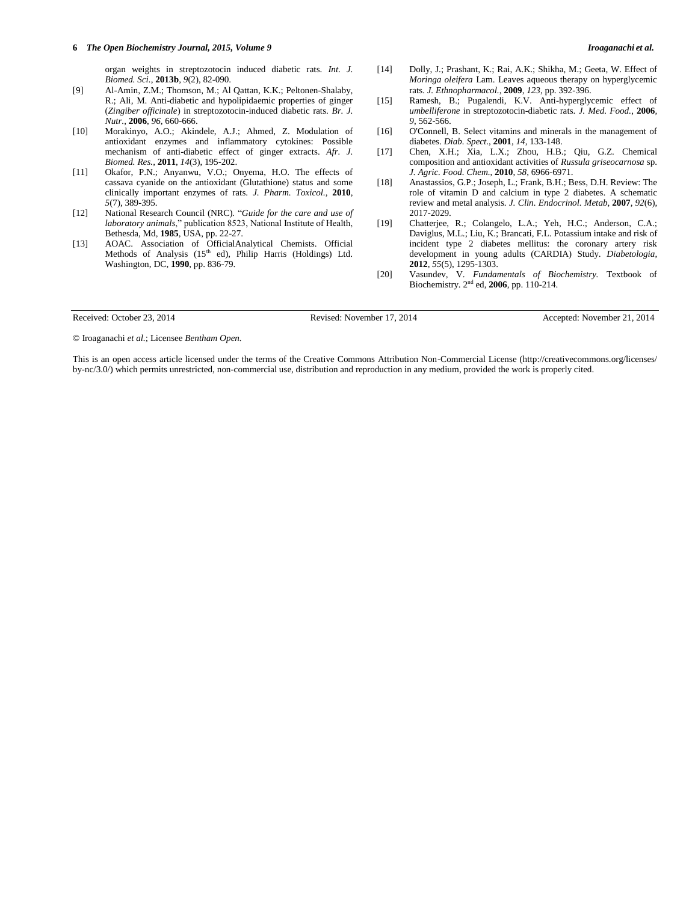organ weights in streptozotocin induced diabetic rats. *Int. J. Biomed. Sci.*, **2013b**, *9*(2), 82-090.

[9] Al-Amin, Z.M.; Thomson, M.; Al Qattan, K.K.; Peltonen-Shalaby, R.; Ali, M. Anti-diabetic and hypolipidaemic properties of ginger (*Zingiber officinale*) in streptozotocin-induced diabetic rats. *Br. J. Nutr.*, **2006**, *96*, 660-666.

[10] Morakinyo, A.O.; Akindele, A.J.; Ahmed, Z. Modulation of antioxidant enzymes and inflammatory cytokines: Possible mechanism of anti-diabetic effect of ginger extracts. *Afr. J. Biomed. Res.*, **2011**, *14*(3), 195-202.

[11] Okafor, P.N.; Anyanwu, V.O.; Onyema, H.O. The effects of cassava cyanide on the antioxidant (Glutathione) status and some clinically important enzymes of rats. *J. Pharm. Toxicol.*, **2010**, *5*(7), 389-395.

[12] National Research Council (NRC). "*Guide for the care and use of laboratory animals*," publication 8523, National Institute of Health, Bethesda, Md, **1985**, USA, pp. 22-27.

[13] AOAC. Association of OfficialAnalytical Chemists. Official Methods of Analysis (15th ed), Philip Harris (Holdings) Ltd. Washington, DC, **1990**, pp. 836-79.

[14] Dolly, J.; Prashant, K.; Rai, A.K.; Shikha, M.; Geeta, W. Effect of *Moringa oleifera* Lam. Leaves aqueous therapy on hyperglycemic rats. *J. Ethnopharmacol.*, **2009**, *123*, pp. 392-396.

[15] Ramesh, B.; Pugalendi, K.V. Anti-hyperglycemic effect of *umbelliferone* in streptozotocin-diabetic rats. *J. Med. Food.*, **2006**, *9*, 562-566.

[16] O'Connell, B. Select vitamins and minerals in the management of diabetes. *Diab. Spect.*, **2001**, *14*, 133-148.

[17] Chen, X.H.; Xia, L.X.; Zhou, H.B.; Qiu, G.Z. Chemical composition and antioxidant activities of *Russula griseocarnosa* sp. *J. Agric. Food. Chem.*, **2010**, *58*, 6966-6971.

[18] Anastassios, G.P.; Joseph, L.; Frank, B.H.; Bess, D.H. Review: The role of vitamin D and calcium in type 2 diabetes. A schematic review and metal analysis. *J. Clin. Endocrinol. Metab*, **2007**, *92*(6), 2017-2029.

[19] Chatterjee, R.; Colangelo, L.A.; Yeh, H.C.; Anderson, C.A.; Daviglus, M.L.; Liu, K.; Brancati, F.L. Potassium intake and risk of incident type 2 diabetes mellitus: the coronary artery risk development in young adults (CARDIA) Study. *Diabetologia*, **2012**, *55*(5), 1295-1303.

[20] Vasundev, V. *Fundamentals of Biochemistry.* Textbook of Biochemistry. 2nd ed, **2006**, pp. 110-214.

Received: October 23, 2014 Revised: November 17, 2014 Accepted: November 21, 2014

© Iroaganachi *et al.*; Licensee *Bentham Open.*

This is an open access article licensed under the terms of the Creative Commons Attribution Non-Commercial License (http://creativecommons.org/licenses/by-nc/3.0/) which permits unrestricted, non-commercial use, distribution and reproduction in any medium, provided the work is properly cited.